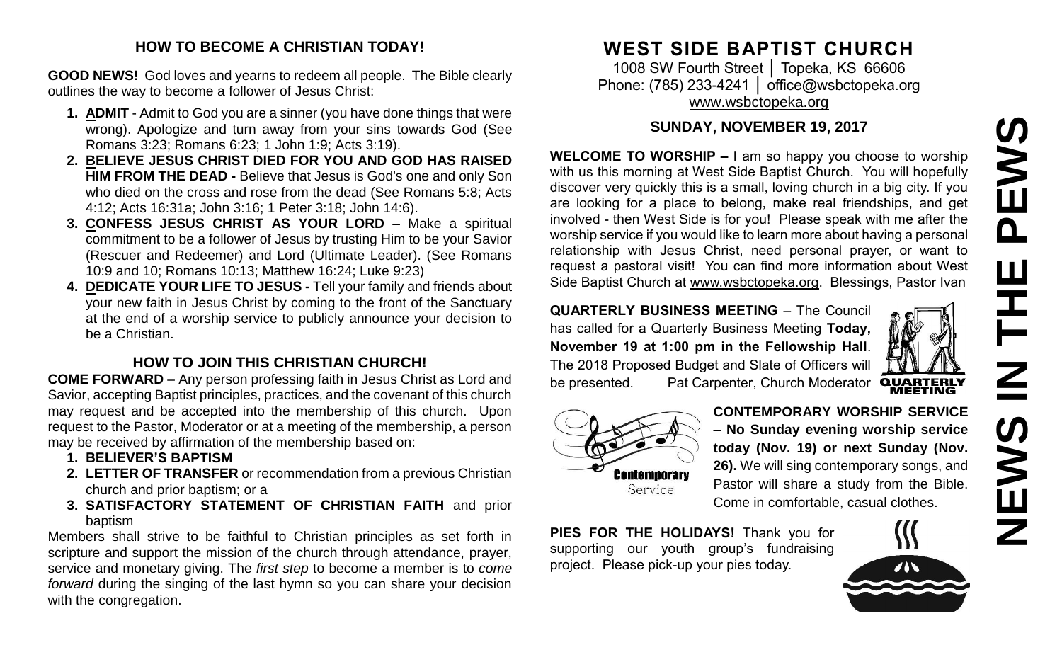## HOW TO BECOME A CHRISTIAN TODAY!

**GOOD NEWS!** God loves and yearns to redeem all people. The Bible clearly outlines the way to become a follower of Jesus Christ:

1. **ADMIT** - Admit to God you are a sinner (you have done things that were wrong). Apologize and turn away from your sins towards God (See Romans 3:23; Romans 6:23; 1 John 1:9; Acts 3:19).
2. **BELIEVE JESUS CHRIST DIED FOR YOU AND GOD HAS RAISED HIM FROM THE DEAD -** Believe that Jesus is God's one and only Son who died on the cross and rose from the dead (See Romans 5:8; Acts 4:12; Acts 16:31a; John 3:16; 1 Peter 3:18; John 14:6).
3. **CONFESS JESUS CHRIST AS YOUR LORD –** Make a spiritual commitment to be a follower of Jesus by trusting Him to be your Savior (Rescuer and Redeemer) and Lord (Ultimate Leader). (See Romans 10:9 and 10; Romans 10:13; Matthew 16:24; Luke 9:23)
4. **DEDICATE YOUR LIFE TO JESUS -** Tell your family and friends about your new faith in Jesus Christ by coming to the front of the Sanctuary at the end of a worship service to publicly announce your decision to be a Christian.

## HOW TO JOIN THIS CHRISTIAN CHURCH!

**COME FORWARD** – Any person professing faith in Jesus Christ as Lord and Savior, accepting Baptist principles, practices, and the covenant of this church may request and be accepted into the membership of this church. Upon request to the Pastor, Moderator or at a meeting of the membership, a person may be received by affirmation of the membership based on:

1. **BELIEVER'S BAPTISM**
2. **LETTER OF TRANSFER** or recommendation from a previous Christian church and prior baptism; or a
3. **SATISFACTORY STATEMENT OF CHRISTIAN FAITH** and prior baptism

Members shall strive to be faithful to Christian principles as set forth in scripture and support the mission of the church through attendance, prayer, service and monetary giving. The *first step* to become a member is to *come forward* during the singing of the last hymn so you can share your decision with the congregation.

# WEST SIDE BAPTIST CHURCH

1008 SW Fourth Street │ Topeka, KS 66606
Phone: (785) 233-4241 │ office@wsbctopeka.org
www.wsbctopeka.org

### SUNDAY, NOVEMBER 19, 2017

# NEWS IN THE PEWS

**WELCOME TO WORSHIP –** I am so happy you choose to worship with us this morning at West Side Baptist Church. You will hopefully discover very quickly this is a small, loving church in a big city. If you are looking for a place to belong, make real friendships, and get involved - then West Side is for you! Please speak with me after the worship service if you would like to learn more about having a personal relationship with Jesus Christ, need personal prayer, or want to request a pastoral visit! You can find more information about West Side Baptist Church at www.wsbctopeka.org. Blessings, Pastor Ivan

**QUARTERLY BUSINESS MEETING** – The Council has called for a Quarterly Business Meeting **Today, November 19 at 1:00 pm in the Fellowship Hall**. The 2018 Proposed Budget and Slate of Officers will be presented. Pat Carpenter, Church Moderator

**CONTEMPORARY WORSHIP SERVICE – No Sunday evening worship service today (Nov. 19) or next Sunday (Nov. 26).** We will sing contemporary songs, and Pastor will share a study from the Bible. Come in comfortable, casual clothes.

**PIES FOR THE HOLIDAYS!** Thank you for supporting our youth group's fundraising project. Please pick-up your pies today.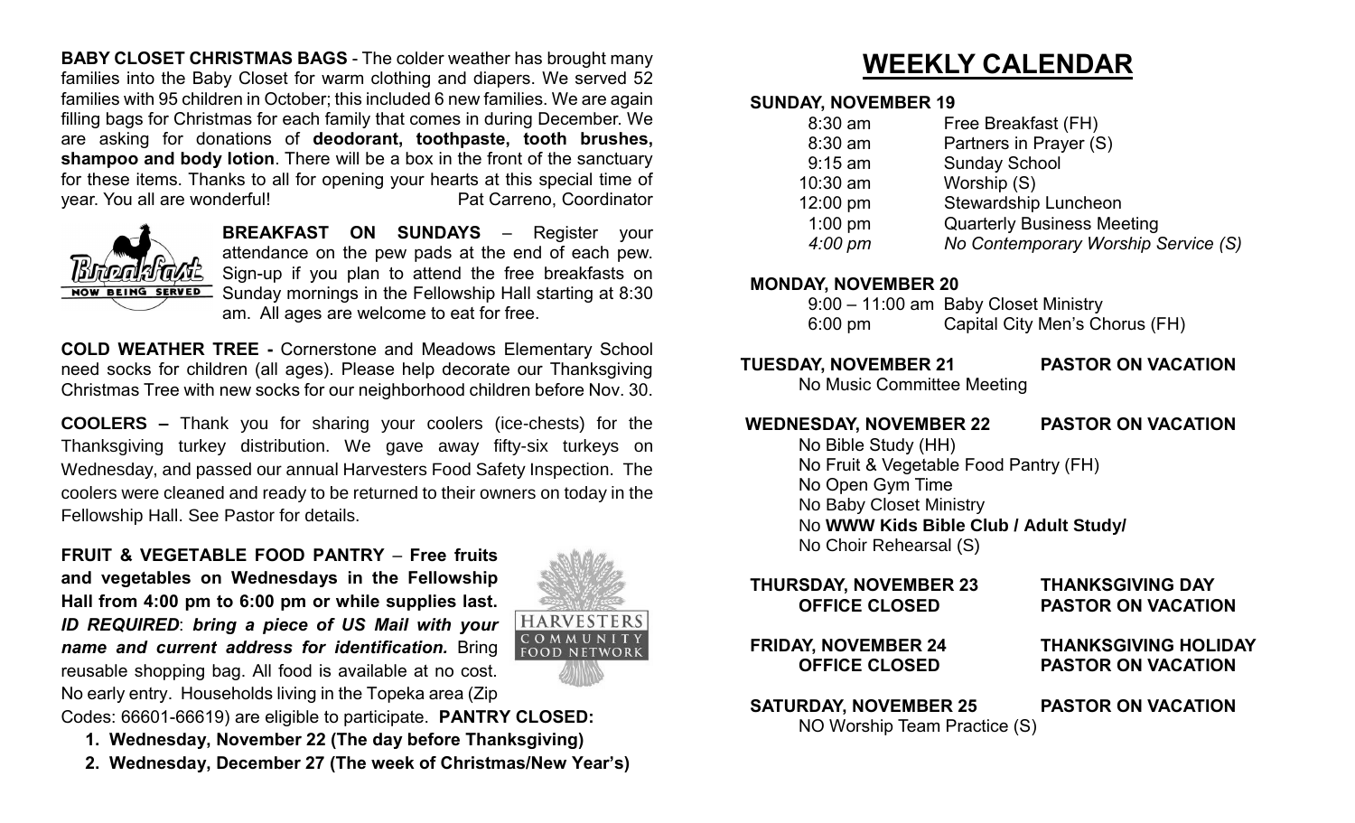**BABY CLOSET CHRISTMAS BAGS** - The colder weather has brought many families into the Baby Closet for warm clothing and diapers. We served 52 families with 95 children in October; this included 6 new families. We are again filling bags for Christmas for each family that comes in during December. We are asking for donations of **deodorant, toothpaste, tooth brushes, shampoo and body lotion**. There will be a box in the front of the sanctuary for these items. Thanks to all for opening your hearts at this special time of year. You all are wonderful! Pat Carreno, Coordinator

**BREAKFAST ON SUNDAYS** – Register your attendance on the pew pads at the end of each pew. Sign-up if you plan to attend the free breakfasts on Sunday mornings in the Fellowship Hall starting at 8:30 am. All ages are welcome to eat for free.

**COLD WEATHER TREE -** Cornerstone and Meadows Elementary School need socks for children (all ages). Please help decorate our Thanksgiving Christmas Tree with new socks for our neighborhood children before Nov. 30.

**COOLERS –** Thank you for sharing your coolers (ice-chests) for the Thanksgiving turkey distribution. We gave away fifty-six turkeys on Wednesday, and passed our annual Harvesters Food Safety Inspection. The coolers were cleaned and ready to be returned to their owners on today in the Fellowship Hall. See Pastor for details.

**FRUIT & VEGETABLE FOOD PANTRY** – **Free fruits and vegetables on Wednesdays in the Fellowship Hall from 4:00 pm to 6:00 pm or while supplies last.** ***ID REQUIRED***: ***bring a piece of US Mail with your name and current address for identification.*** Bring reusable shopping bag. All food is available at no cost. No early entry. Households living in the Topeka area (Zip Codes: 66601-66619) are eligible to participate. **PANTRY CLOSED:**

1. **Wednesday, November 22 (The day before Thanksgiving)**
2. **Wednesday, December 27 (The week of Christmas/New Year's)**

# WEEKLY CALENDAR

**SUNDAY, NOVEMBER 19**

- 8:30 am — Free Breakfast (FH)
- 8:30 am — Partners in Prayer (S)
- 9:15 am — Sunday School
- 10:30 am — Worship (S)
- 12:00 pm — Stewardship Luncheon
- 1:00 pm — Quarterly Business Meeting
- *4:00 pm — No Contemporary Worship Service (S)*

**MONDAY, NOVEMBER 20**

- 9:00 – 11:00 am — Baby Closet Ministry
- 6:00 pm — Capital City Men's Chorus (FH)

**TUESDAY, NOVEMBER 21 — PASTOR ON VACATION**

No Music Committee Meeting

**WEDNESDAY, NOVEMBER 22 — PASTOR ON VACATION**

No Bible Study (HH)
No Fruit & Vegetable Food Pantry (FH)
No Open Gym Time
No Baby Closet Ministry
No **WWW Kids Bible Club / Adult Study/**
No Choir Rehearsal (S)

**THURSDAY, NOVEMBER 23 — THANKSGIVING DAY**
**OFFICE CLOSED — PASTOR ON VACATION**

**FRIDAY, NOVEMBER 24 — THANKSGIVING HOLIDAY**
**OFFICE CLOSED — PASTOR ON VACATION**

**SATURDAY, NOVEMBER 25 — PASTOR ON VACATION**

NO Worship Team Practice (S)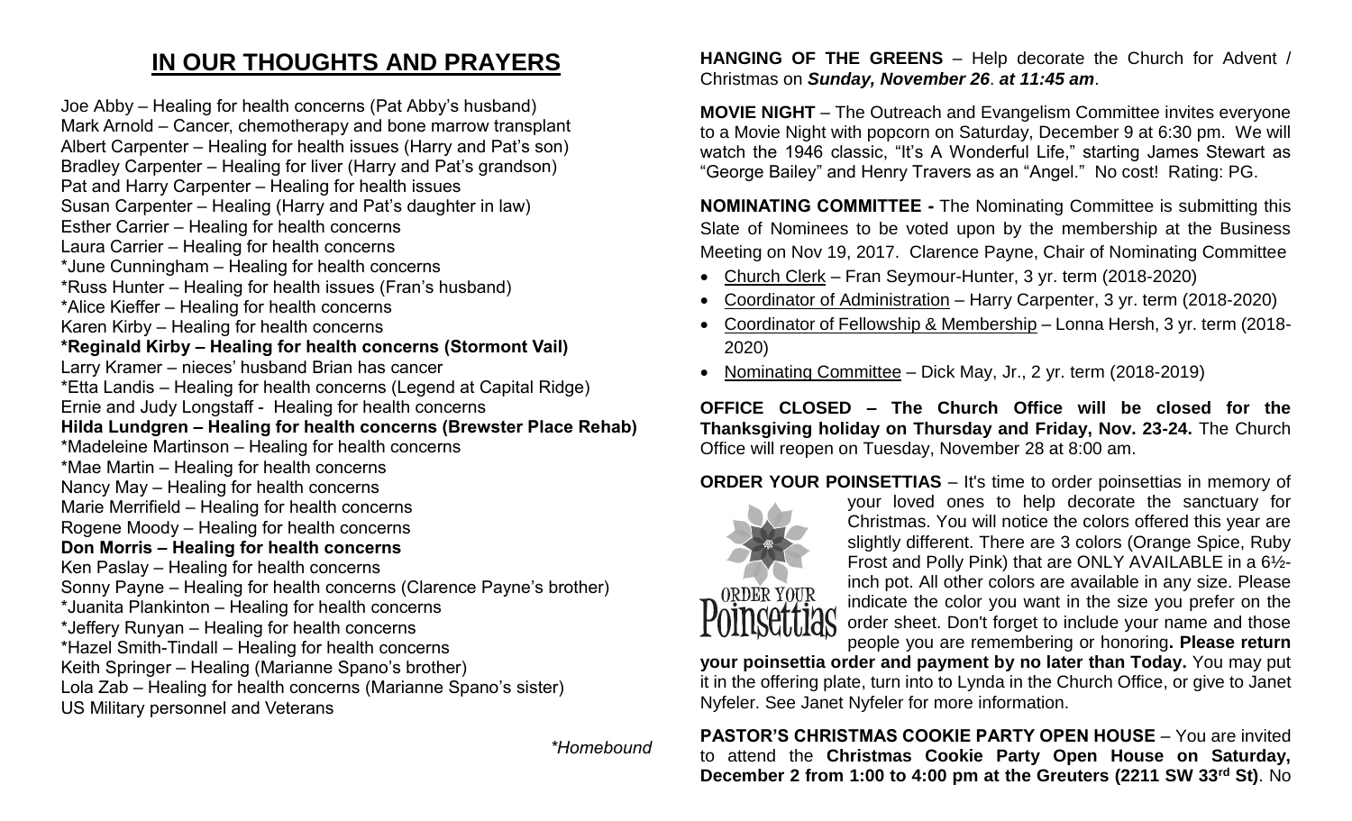# IN OUR THOUGHTS AND PRAYERS

Joe Abby – Healing for health concerns (Pat Abby's husband)
Mark Arnold – Cancer, chemotherapy and bone marrow transplant
Albert Carpenter – Healing for health issues (Harry and Pat's son)
Bradley Carpenter – Healing for liver (Harry and Pat's grandson)
Pat and Harry Carpenter – Healing for health issues
Susan Carpenter – Healing (Harry and Pat's daughter in law)
Esther Carrier – Healing for health concerns
Laura Carrier – Healing for health concerns
*June Cunningham – Healing for health concerns
*Russ Hunter – Healing for health issues (Fran's husband)
*Alice Kieffer – Healing for health concerns
Karen Kirby – Healing for health concerns
**\*Reginald Kirby – Healing for health concerns (Stormont Vail)**
Larry Kramer – nieces' husband Brian has cancer
*Etta Landis – Healing for health concerns (Legend at Capital Ridge)
Ernie and Judy Longstaff - Healing for health concerns
**Hilda Lundgren – Healing for health concerns (Brewster Place Rehab)**
*Madeleine Martinson – Healing for health concerns
*Mae Martin – Healing for health concerns
Nancy May – Healing for health concerns
Marie Merrifield – Healing for health concerns
Rogene Moody – Healing for health concerns
**Don Morris – Healing for health concerns**
Ken Paslay – Healing for health concerns
Sonny Payne – Healing for health concerns (Clarence Payne's brother)
*Juanita Plankinton – Healing for health concerns
*Jeffery Runyan – Healing for health concerns
*Hazel Smith-Tindall – Healing for health concerns
Keith Springer – Healing (Marianne Spano's brother)
Lola Zab – Healing for health concerns (Marianne Spano's sister)
US Military personnel and Veterans

*\*Homebound*

**HANGING OF THE GREENS** – Help decorate the Church for Advent / Christmas on ***Sunday, November 26*. *at 11:45 am***.

**MOVIE NIGHT** – The Outreach and Evangelism Committee invites everyone to a Movie Night with popcorn on Saturday, December 9 at 6:30 pm. We will watch the 1946 classic, "It's A Wonderful Life," starting James Stewart as "George Bailey" and Henry Travers as an "Angel." No cost! Rating: PG.

**NOMINATING COMMITTEE -** The Nominating Committee is submitting this Slate of Nominees to be voted upon by the membership at the Business Meeting on Nov 19, 2017. Clarence Payne, Chair of Nominating Committee

- Church Clerk – Fran Seymour-Hunter, 3 yr. term (2018-2020)
- Coordinator of Administration – Harry Carpenter, 3 yr. term (2018-2020)
- Coordinator of Fellowship & Membership – Lonna Hersh, 3 yr. term (2018-2020)
- Nominating Committee – Dick May, Jr., 2 yr. term (2018-2019)

**OFFICE CLOSED – The Church Office will be closed for the Thanksgiving holiday on Thursday and Friday, Nov. 23-24.** The Church Office will reopen on Tuesday, November 28 at 8:00 am.

**ORDER YOUR POINSETTIAS** – It's time to order poinsettias in memory of your loved ones to help decorate the sanctuary for Christmas. You will notice the colors offered this year are slightly different. There are 3 colors (Orange Spice, Ruby Frost and Polly Pink) that are ONLY AVAILABLE in a 6½-inch pot. All other colors are available in any size. Please indicate the color you want in the size you prefer on the order sheet. Don't forget to include your name and those people you are remembering or honoring**. Please return your poinsettia order and payment by no later than Today.** You may put it in the offering plate, turn into to Lynda in the Church Office, or give to Janet Nyfeler. See Janet Nyfeler for more information.

**PASTOR'S CHRISTMAS COOKIE PARTY OPEN HOUSE** – You are invited to attend the **Christmas Cookie Party Open House on Saturday, December 2 from 1:00 to 4:00 pm at the Greuters (2211 SW 33rd St)**. No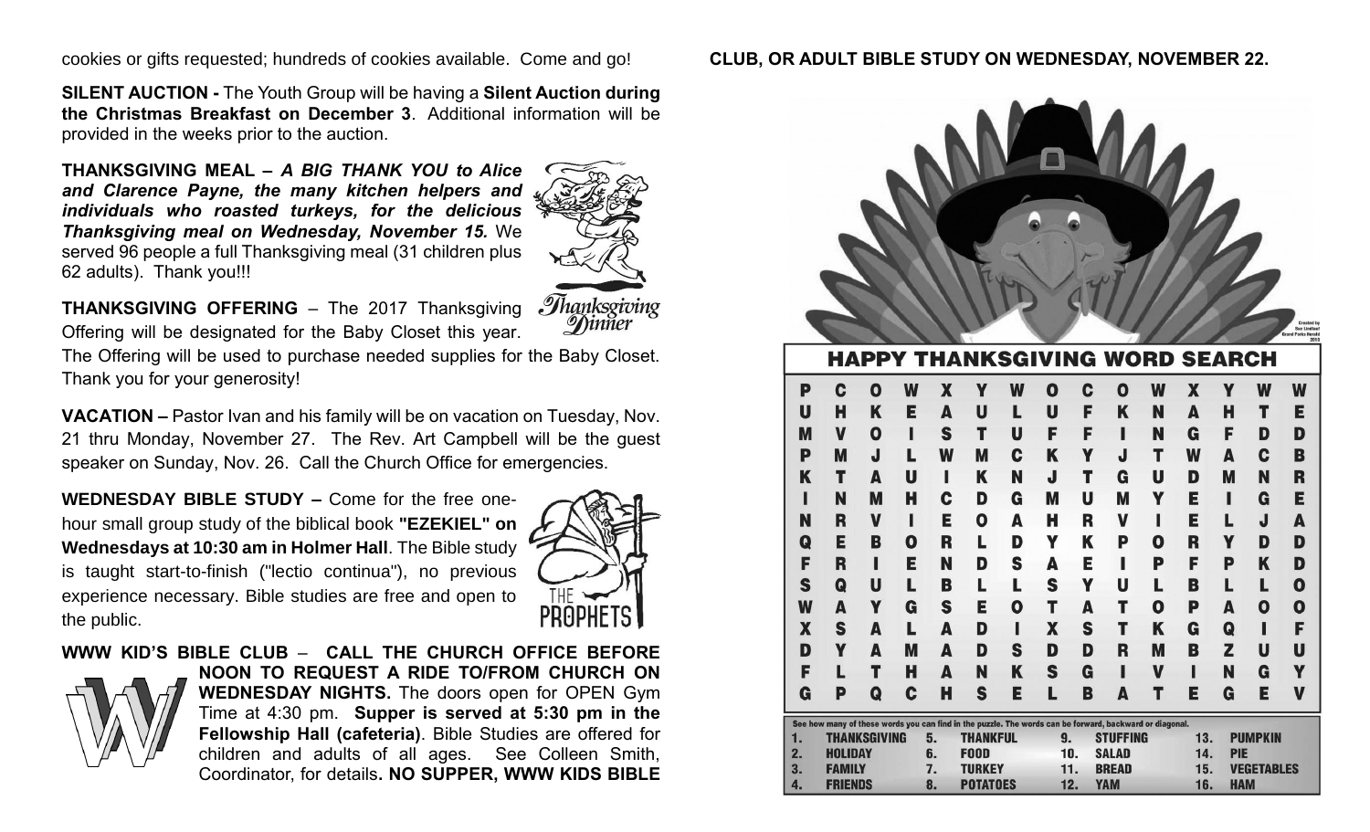cookies or gifts requested; hundreds of cookies available. Come and go!

**SILENT AUCTION -** The Youth Group will be having a **Silent Auction during the Christmas Breakfast on December 3**. Additional information will be provided in the weeks prior to the auction.

**THANKSGIVING MEAL –** ***A BIG THANK YOU to Alice and Clarence Payne, the many kitchen helpers and individuals who roasted turkeys, for the delicious Thanksgiving meal on Wednesday, November 15.*** We served 96 people a full Thanksgiving meal (31 children plus 62 adults). Thank you!!!

**THANKSGIVING OFFERING** – The 2017 Thanksgiving Offering will be designated for the Baby Closet this year. The Offering will be used to purchase needed supplies for the Baby Closet. Thank you for your generosity!

**VACATION –** Pastor Ivan and his family will be on vacation on Tuesday, Nov. 21 thru Monday, November 27. The Rev. Art Campbell will be the guest speaker on Sunday, Nov. 26. Call the Church Office for emergencies.

**WEDNESDAY BIBLE STUDY –** Come for the free one-hour small group study of the biblical book **"EZEKIEL" on Wednesdays at 10:30 am in Holmer Hall**. The Bible study is taught start-to-finish ("lectio continua"), no previous experience necessary. Bible studies are free and open to the public.

**WWW KID'S BIBLE CLUB** – **CALL THE CHURCH OFFICE BEFORE NOON TO REQUEST A RIDE TO/FROM CHURCH ON WEDNESDAY NIGHTS.** The doors open for OPEN Gym Time at 4:30 pm. **Supper is served at 5:30 pm in the Fellowship Hall (cafeteria)**. Bible Studies are offered for children and adults of all ages. See Colleen Smith, Coordinator, for details**. NO SUPPER, WWW KIDS BIBLE CLUB, OR ADULT BIBLE STUDY ON WEDNESDAY, NOVEMBER 22.**

## HAPPY THANKSGIVING WORD SEARCH

| | | | | | | | | | | | | | | |
|---|---|---|---|---|---|---|---|---|---|---|---|---|---|---|
| P | C | O | W | X | Y | W | O | C | O | W | X | Y | W | W |
| U | H | K | E | A | U | L | U | F | K | N | A | H | T | E |
| M | V | O | I | S | T | U | F | F | I | N | G | F | D | D |
| P | M | J | L | W | M | C | K | Y | J | T | W | A | C | B |
| K | T | A | U | I | K | N | J | T | G | U | D | M | N | R |
| I | N | M | H | C | D | G | M | U | M | Y | E | I | G | E |
| N | R | V | I | E | O | A | H | R | V | I | E | L | J | A |
| Q | E | B | O | R | L | D | Y | K | P | O | R | Y | D | D |
| F | R | I | E | N | D | S | A | E | I | P | F | P | K | D |
| S | Q | U | L | B | L | L | S | Y | U | L | B | L | L | O |
| W | A | Y | G | S | E | O | T | A | T | O | P | A | O | O |
| X | S | A | L | A | D | I | X | S | T | K | G | Q | I | F |
| D | Y | A | M | A | D | S | D | D | R | M | B | Z | U | U |
| F | L | T | H | A | N | K | S | G | I | V | I | N | G | Y |
| G | P | Q | C | H | S | E | L | B | A | T | E | G | E | V |

See how many of these words you can find in the puzzle. The words can be forward, backward or diagonal.

| | | | | | | | |
|---|---|---|---|---|---|---|---|
| 1. | THANKSGIVING | 5. | THANKFUL | 9. | STUFFING | 13. | PUMPKIN |
| 2. | HOLIDAY | 6. | FOOD | 10. | SALAD | 14. | PIE |
| 3. | FAMILY | 7. | TURKEY | 11. | BREAD | 15. | VEGETABLES |
| 4. | FRIENDS | 8. | POTATOES | 12. | YAM | 16. | HAM |